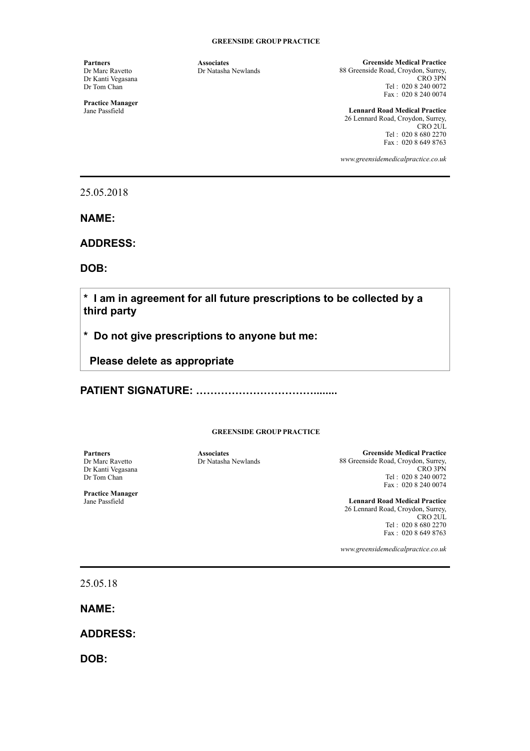**GREENSIDE GROUP PRACTICE**

**Partners**
Dr Marc Ravetto
Dr Kanti Vegasana
Dr Tom Chan

**Practice Manager**
Jane Passfield

**Associates**
Dr Natasha Newlands

**Greenside Medical Practice**
88 Greenside Road, Croydon, Surrey,
CRO 3PN
Tel : 020 8 240 0072
Fax : 020 8 240 0074

**Lennard Road Medical Practice**
26 Lennard Road, Croydon, Surrey,
CRO 2UL
Tel : 020 8 680 2270
Fax : 020 8 649 8763

*www.greensidemedicalpractice.co.uk*

---

25.05.2018

**NAME:**

**ADDRESS:**

**DOB:**

**\* I am in agreement for all future prescriptions to be collected by a third party**

**\* Do not give prescriptions to anyone but me:**

**Please delete as appropriate**

**PATIENT SIGNATURE: ……………………………........**

**GREENSIDE GROUP PRACTICE**

**Partners**
Dr Marc Ravetto
Dr Kanti Vegasana
Dr Tom Chan

**Practice Manager**
Jane Passfield

**Associates**
Dr Natasha Newlands

**Greenside Medical Practice**
88 Greenside Road, Croydon, Surrey,
CRO 3PN
Tel : 020 8 240 0072
Fax : 020 8 240 0074

**Lennard Road Medical Practice**
26 Lennard Road, Croydon, Surrey,
CRO 2UL
Tel : 020 8 680 2270
Fax : 020 8 649 8763

*www.greensidemedicalpractice.co.uk*

---

25.05.18

**NAME:**

**ADDRESS:**

**DOB:**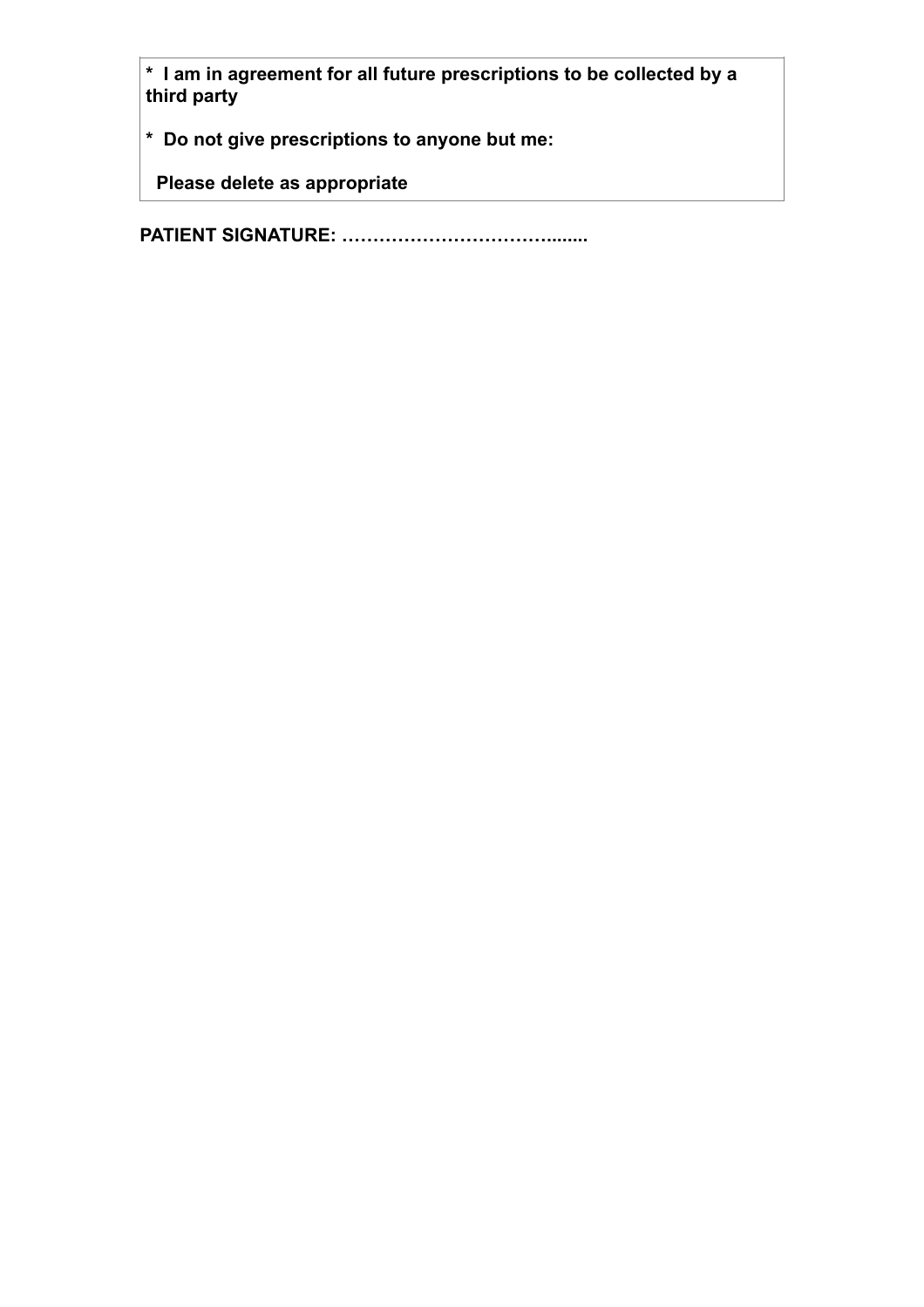**\* I am in agreement for all future prescriptions to be collected by a third party**

**\* Do not give prescriptions to anyone but me:**

**Please delete as appropriate**

**PATIENT SIGNATURE: ………………………………........**

**\* I am in agreement for all future prescriptions to be collected by a third party**

| |
|---|
| **\*  I am in agreement for all future prescriptions to be collected by a third party** |

**`*` I am in agreement for all future prescriptions to be collected by a third party**

* I am in agreement for all future prescriptions to be collected by a third party

* Do not give prescriptions to anyone but me:

**Please delete as appropriate**

**PATIENT SIGNATURE: ………………………………........**